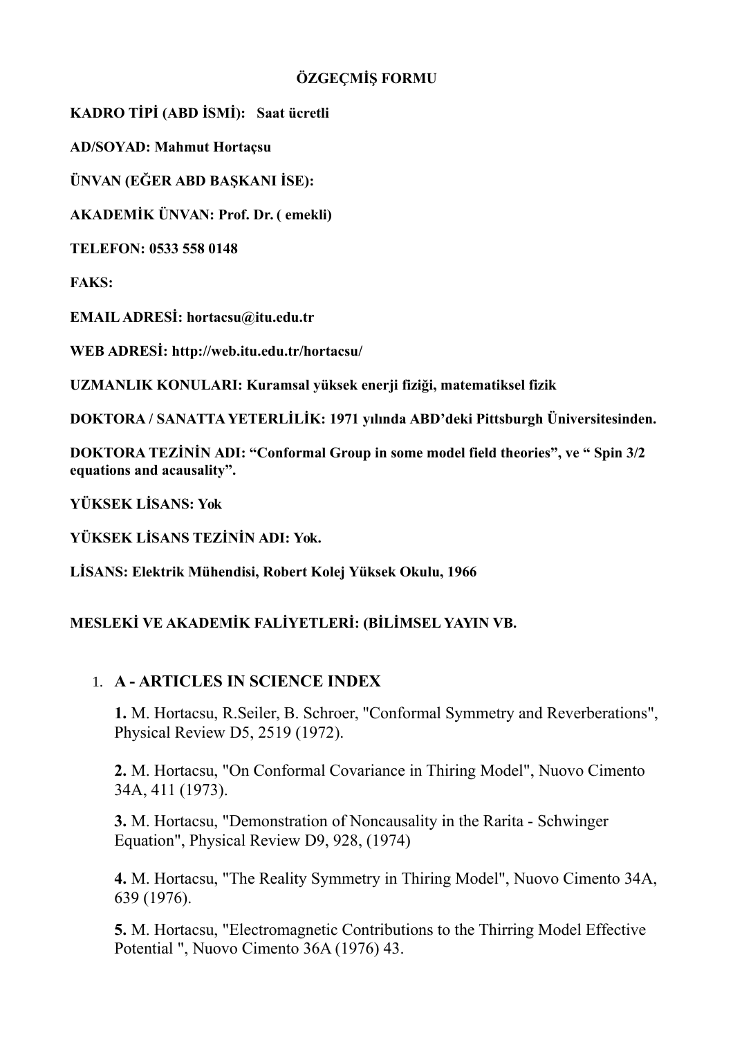**ÖZGEÇMİŞ FORMU**

**KADRO TİPİ (ABD İSMİ): Saat ücretli**

**AD/SOYAD: Mahmut Hortaçsu**

**ÜNVAN (EĞER ABD BAŞKANI İSE):**

**AKADEMİK ÜNVAN: Prof. Dr. ( emekli)**

**TELEFON: 0533 558 0148**

**FAKS:**

**EMAIL ADRESİ: hortacsu@itu.edu.tr**

**WEB ADRESİ: http://web.itu.edu.tr/hortacsu/**

**UZMANLIK KONULARI: Kuramsal yüksek enerji fiziği, matematiksel fizik**

**DOKTORA / SANATTA YETERLİLİK: 1971 yılında ABD'deki Pittsburgh Üniversitesinden.**

**DOKTORA TEZİNİN ADI: "Conformal Group in some model field theories", ve " Spin 3/2 equations and acausality".**

**YÜKSEK LİSANS: Yok**

**YÜKSEK LİSANS TEZİNİN ADI: Yok.**

**LİSANS: Elektrik Mühendisi, Robert Kolej Yüksek Okulu, 1966**

**MESLEKİ VE AKADEMİK FALİYETLERİ: (BİLİMSEL YAYIN VB.**

1. **A - ARTICLES IN SCIENCE INDEX**

   **1.** M. Hortacsu, R.Seiler, B. Schroer, "Conformal Symmetry and Reverberations", Physical Review D5, 2519 (1972).

   **2.** M. Hortacsu, "On Conformal Covariance in Thiring Model", Nuovo Cimento 34A, 411 (1973).

   **3.** M. Hortacsu, "Demonstration of Noncausality in the Rarita - Schwinger Equation", Physical Review D9, 928, (1974)

   **4.** M. Hortacsu, "The Reality Symmetry in Thiring Model", Nuovo Cimento 34A, 639 (1976).

   **5.** M. Hortacsu, "Electromagnetic Contributions to the Thirring Model Effective Potential ", Nuovo Cimento 36A (1976) 43.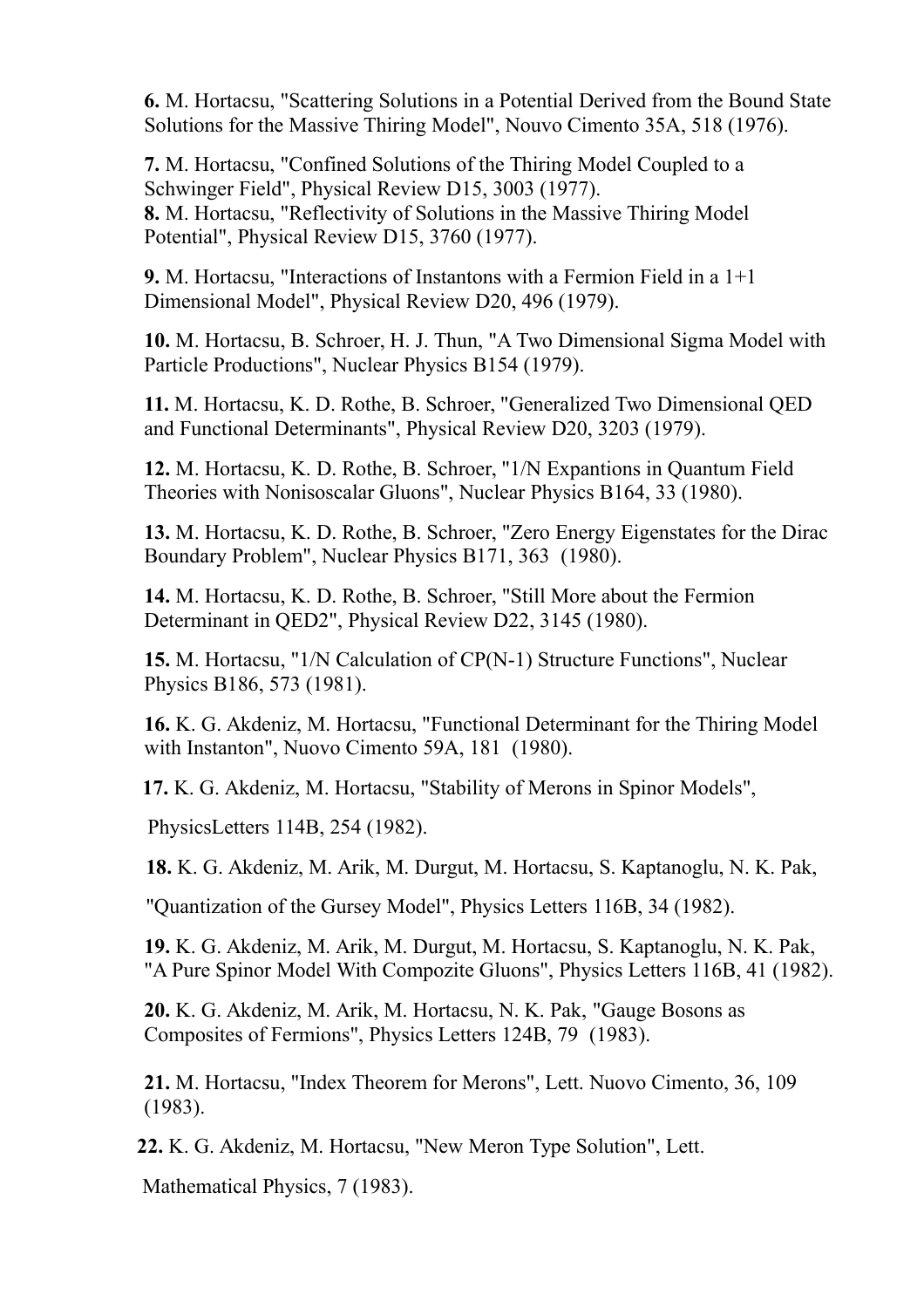**6.** M. Hortacsu, "Scattering Solutions in a Potential Derived from the Bound State Solutions for the Massive Thiring Model", Nouvo Cimento 35A, 518 (1976).

**7.** M. Hortacsu, "Confined Solutions of the Thiring Model Coupled to a Schwinger Field", Physical Review D15, 3003 (1977).

**8.** M. Hortacsu, "Reflectivity of Solutions in the Massive Thiring Model Potential", Physical Review D15, 3760 (1977).

**9.** M. Hortacsu, "Interactions of Instantons with a Fermion Field in a 1+1 Dimensional Model", Physical Review D20, 496 (1979).

**10.** M. Hortacsu, B. Schroer, H. J. Thun, "A Two Dimensional Sigma Model with Particle Productions", Nuclear Physics B154 (1979).

**11.** M. Hortacsu, K. D. Rothe, B. Schroer, "Generalized Two Dimensional QED and Functional Determinants", Physical Review D20, 3203 (1979).

**12.** M. Hortacsu, K. D. Rothe, B. Schroer, "1/N Expantions in Quantum Field Theories with Nonisoscalar Gluons", Nuclear Physics B164, 33 (1980).

**13.** M. Hortacsu, K. D. Rothe, B. Schroer, "Zero Energy Eigenstates for the Dirac Boundary Problem", Nuclear Physics B171, 363 (1980).

**14.** M. Hortacsu, K. D. Rothe, B. Schroer, "Still More about the Fermion Determinant in QED2", Physical Review D22, 3145 (1980).

**15.** M. Hortacsu, "1/N Calculation of CP(N-1) Structure Functions", Nuclear Physics B186, 573 (1981).

**16.** K. G. Akdeniz, M. Hortacsu, "Functional Determinant for the Thiring Model with Instanton", Nuovo Cimento 59A, 181 (1980).

**17.** K. G. Akdeniz, M. Hortacsu, "Stability of Merons in Spinor Models", PhysicsLetters 114B, 254 (1982).

**18.** K. G. Akdeniz, M. Arik, M. Durgut, M. Hortacsu, S. Kaptanoglu, N. K. Pak, "Quantization of the Gursey Model", Physics Letters 116B, 34 (1982).

**19.** K. G. Akdeniz, M. Arik, M. Durgut, M. Hortacsu, S. Kaptanoglu, N. K. Pak, "A Pure Spinor Model With Compozite Gluons", Physics Letters 116B, 41 (1982).

**20.** K. G. Akdeniz, M. Arik, M. Hortacsu, N. K. Pak, "Gauge Bosons as Composites of Fermions", Physics Letters 124B, 79 (1983).

**21.** M. Hortacsu, "Index Theorem for Merons", Lett. Nuovo Cimento, 36, 109 (1983).

**22.** K. G. Akdeniz, M. Hortacsu, "New Meron Type Solution", Lett. Mathematical Physics, 7 (1983).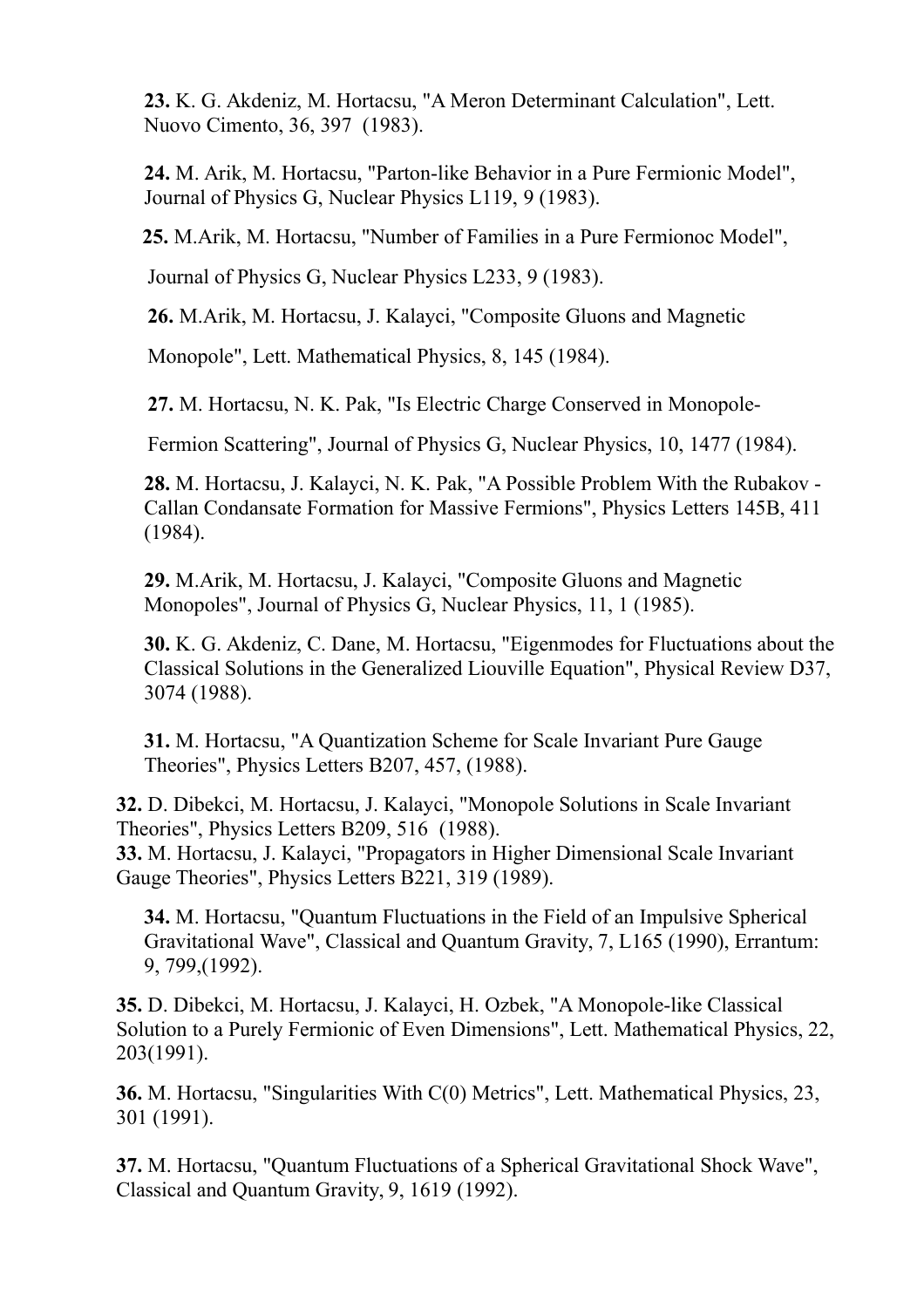**23.** K. G. Akdeniz, M. Hortacsu, "A Meron Determinant Calculation", Lett. Nuovo Cimento, 36, 397 (1983).

**24.** M. Arik, M. Hortacsu, "Parton-like Behavior in a Pure Fermionic Model", Journal of Physics G, Nuclear Physics L119, 9 (1983).

**25.** M.Arik, M. Hortacsu, "Number of Families in a Pure Fermionoc Model", Journal of Physics G, Nuclear Physics L233, 9 (1983).

**26.** M.Arik, M. Hortacsu, J. Kalayci, "Composite Gluons and Magnetic Monopole", Lett. Mathematical Physics, 8, 145 (1984).

**27.** M. Hortacsu, N. K. Pak, "Is Electric Charge Conserved in Monopole-Fermion Scattering", Journal of Physics G, Nuclear Physics, 10, 1477 (1984).

**28.** M. Hortacsu, J. Kalayci, N. K. Pak, "A Possible Problem With the Rubakov - Callan Condansate Formation for Massive Fermions", Physics Letters 145B, 411 (1984).

**29.** M.Arik, M. Hortacsu, J. Kalayci, "Composite Gluons and Magnetic Monopoles", Journal of Physics G, Nuclear Physics, 11, 1 (1985).

**30.** K. G. Akdeniz, C. Dane, M. Hortacsu, "Eigenmodes for Fluctuations about the Classical Solutions in the Generalized Liouville Equation", Physical Review D37, 3074 (1988).

**31.** M. Hortacsu, "A Quantization Scheme for Scale Invariant Pure Gauge Theories", Physics Letters B207, 457, (1988).

**32.** D. Dibekci, M. Hortacsu, J. Kalayci, "Monopole Solutions in Scale Invariant Theories", Physics Letters B209, 516 (1988).

**33.** M. Hortacsu, J. Kalayci, "Propagators in Higher Dimensional Scale Invariant Gauge Theories", Physics Letters B221, 319 (1989).

**34.** M. Hortacsu, "Quantum Fluctuations in the Field of an Impulsive Spherical Gravitational Wave", Classical and Quantum Gravity, 7, L165 (1990), Errantum: 9, 799,(1992).

**35.** D. Dibekci, M. Hortacsu, J. Kalayci, H. Ozbek, "A Monopole-like Classical Solution to a Purely Fermionic of Even Dimensions", Lett. Mathematical Physics, 22, 203(1991).

**36.** M. Hortacsu, "Singularities With C(0) Metrics", Lett. Mathematical Physics, 23, 301 (1991).

**37.** M. Hortacsu, "Quantum Fluctuations of a Spherical Gravitational Shock Wave", Classical and Quantum Gravity, 9, 1619 (1992).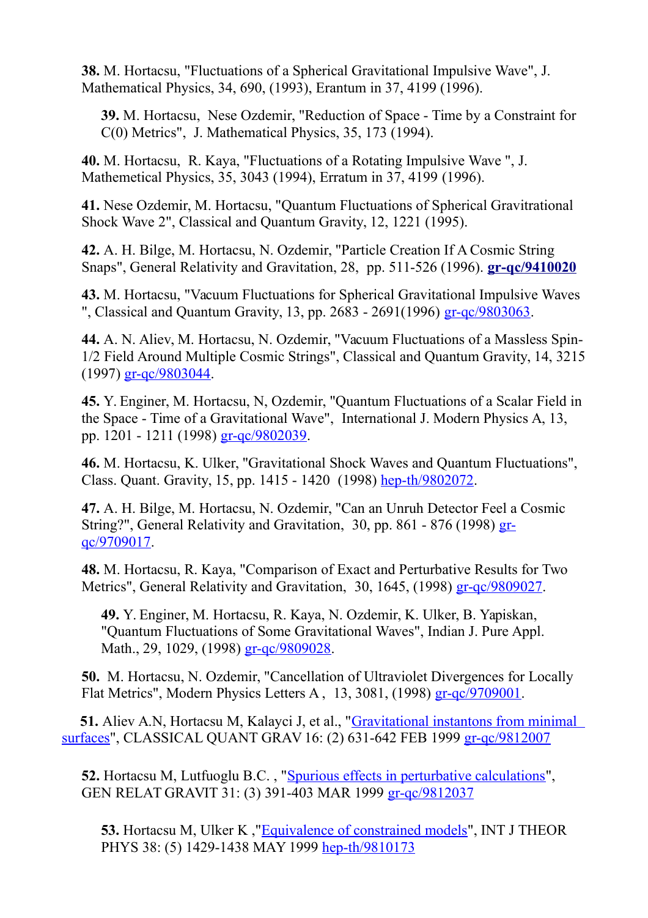**38.** M. Hortacsu, "Fluctuations of a Spherical Gravitational Impulsive Wave", J. Mathematical Physics, 34, 690, (1993), Erantum in 37, 4199 (1996).

**39.** M. Hortacsu, Nese Ozdemir, "Reduction of Space - Time by a Constraint for C(0) Metrics", J. Mathematical Physics, 35, 173 (1994).

**40.** M. Hortacsu, R. Kaya, "Fluctuations of a Rotating Impulsive Wave ", J. Mathemetical Physics, 35, 3043 (1994), Erratum in 37, 4199 (1996).

**41.** Nese Ozdemir, M. Hortacsu, "Quantum Fluctuations of Spherical Gravitrational Shock Wave 2", Classical and Quantum Gravity, 12, 1221 (1995).

**42.** A. H. Bilge, M. Hortacsu, N. Ozdemir, "Particle Creation If A Cosmic String Snaps", General Relativity and Gravitation, 28, pp. 511-526 (1996). **gr-qc/9410020**

**43.** M. Hortacsu, "Vacuum Fluctuations for Spherical Gravitational Impulsive Waves ", Classical and Quantum Gravity, 13, pp. 2683 - 2691(1996) gr-qc/9803063.

**44.** A. N. Aliev, M. Hortacsu, N. Ozdemir, "Vacuum Fluctuations of a Massless Spin-1/2 Field Around Multiple Cosmic Strings", Classical and Quantum Gravity, 14, 3215 (1997) gr-qc/9803044.

**45.** Y. Enginer, M. Hortacsu, N, Ozdemir, "Quantum Fluctuations of a Scalar Field in the Space - Time of a Gravitational Wave", International J. Modern Physics A, 13, pp. 1201 - 1211 (1998) gr-qc/9802039.

**46.** M. Hortacsu, K. Ulker, "Gravitational Shock Waves and Quantum Fluctuations", Class. Quant. Gravity, 15, pp. 1415 - 1420 (1998) hep-th/9802072.

**47.** A. H. Bilge, M. Hortacsu, N. Ozdemir, "Can an Unruh Detector Feel a Cosmic String?", General Relativity and Gravitation, 30, pp. 861 - 876 (1998) gr-qc/9709017.

**48.** M. Hortacsu, R. Kaya, "Comparison of Exact and Perturbative Results for Two Metrics", General Relativity and Gravitation, 30, 1645, (1998) gr-qc/9809027.

**49.** Y. Enginer, M. Hortacsu, R. Kaya, N. Ozdemir, K. Ulker, B. Yapiskan, "Quantum Fluctuations of Some Gravitational Waves", Indian J. Pure Appl. Math., 29, 1029, (1998) gr-qc/9809028.

**50.** M. Hortacsu, N. Ozdemir, "Cancellation of Ultraviolet Divergences for Locally Flat Metrics", Modern Physics Letters A , 13, 3081, (1998) gr-qc/9709001.

**51.** Aliev A.N, Hortacsu M, Kalayci J, et al., "Gravitational instantons from minimal surfaces", CLASSICAL QUANT GRAV 16: (2) 631-642 FEB 1999 gr-qc/9812007

**52.** Hortacsu M, Lutfuoglu B.C. , "Spurious effects in perturbative calculations", GEN RELAT GRAVIT 31: (3) 391-403 MAR 1999 gr-qc/9812037

**53.** Hortacsu M, Ulker K ,"Equivalence of constrained models", INT J THEOR PHYS 38: (5) 1429-1438 MAY 1999 hep-th/9810173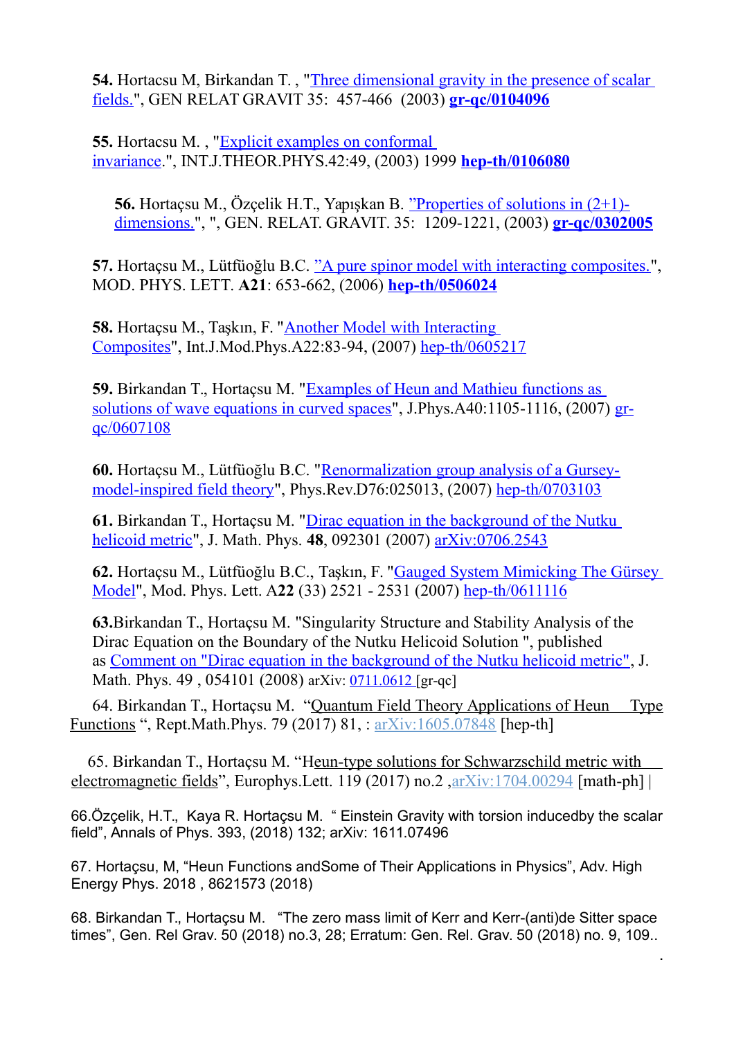**54.** Hortacsu M, Birkandan T. , "Three dimensional gravity in the presence of scalar fields.", GEN RELAT GRAVIT 35: 457-466 (2003) **gr-qc/0104096**

**55.** Hortacsu M. , "Explicit examples on conformal invariance.", INT.J.THEOR.PHYS.42:49, (2003) 1999 **hep-th/0106080**

**56.** Hortaçsu M., Özçelik H.T., Yapışkan B. "Properties of solutions in (2+1)-dimensions.", ", GEN. RELAT. GRAVIT. 35: 1209-1221, (2003) **gr-qc/0302005**

**57.** Hortaçsu M., Lütfüoğlu B.C. "A pure spinor model with interacting composites.", MOD. PHYS. LETT. **A21**: 653-662, (2006) **hep-th/0506024**

**58.** Hortaçsu M., Taşkın, F. "Another Model with Interacting Composites", Int.J.Mod.Phys.A22:83-94, (2007) hep-th/0605217

**59.** Birkandan T., Hortaçsu M. "Examples of Heun and Mathieu functions as solutions of wave equations in curved spaces", J.Phys.A40:1105-1116, (2007) gr-qc/0607108

**60.** Hortaçsu M., Lütfüoğlu B.C. "Renormalization group analysis of a Gursey-model-inspired field theory", Phys.Rev.D76:025013, (2007) hep-th/0703103

**61.** Birkandan T., Hortaçsu M. "Dirac equation in the background of the Nutku helicoid metric", J. Math. Phys. **48**, 092301 (2007) arXiv:0706.2543

**62.** Hortaçsu M., Lütfüoğlu B.C., Taşkın, F. "Gauged System Mimicking The Gürsey Model", Mod. Phys. Lett. A**22** (33) 2521 - 2531 (2007) hep-th/0611116

**63.**Birkandan T., Hortaçsu M. "Singularity Structure and Stability Analysis of the Dirac Equation on the Boundary of the Nutku Helicoid Solution ", published as Comment on "Dirac equation in the background of the Nutku helicoid metric", J. Math. Phys. 49 , 054101 (2008) arXiv: 0711.0612 [gr-qc]

64. Birkandan T., Hortaçsu M. "Quantum Field Theory Applications of Heun Type Functions ", Rept.Math.Phys. 79 (2017) 81, : arXiv:1605.07848 [hep-th]

65. Birkandan T., Hortaçsu M. "Heun-type solutions for Schwarzschild metric with electromagnetic fields", Europhys.Lett. 119 (2017) no.2 ,arXiv:1704.00294 [math-ph] |

66.Özçelik, H.T., Kaya R. Hortaçsu M. " Einstein Gravity with torsion inducedby the scalar field", Annals of Phys. 393, (2018) 132; arXiv: 1611.07496

67. Hortaçsu, M, "Heun Functions andSome of Their Applications in Physics", Adv. High Energy Phys. 2018 , 8621573 (2018)

68. Birkandan T., Hortaçsu M. "The zero mass limit of Kerr and Kerr-(anti)de Sitter space times", Gen. Rel Grav. 50 (2018) no.3, 28; Erratum: Gen. Rel. Grav. 50 (2018) no. 9, 109..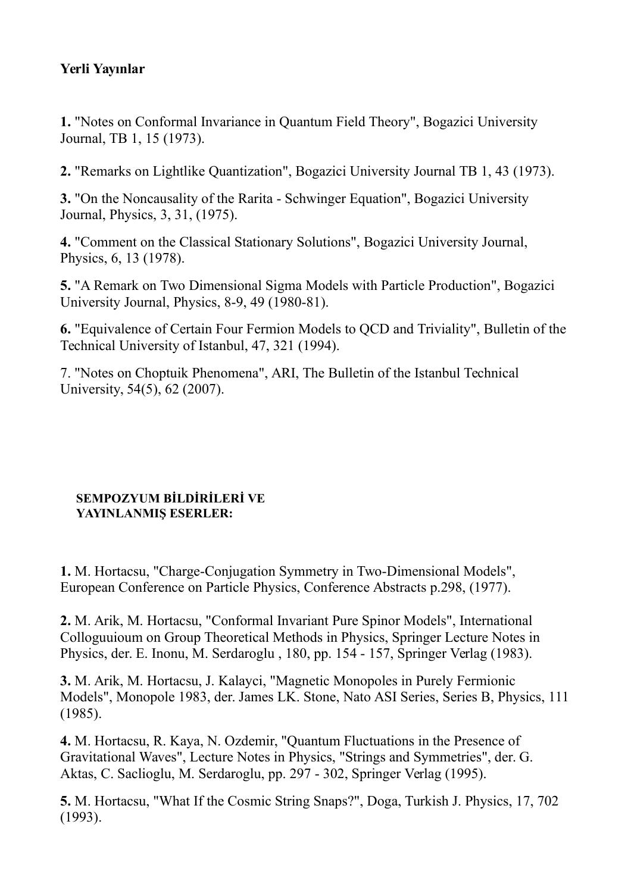**Yerli Yayınlar**

**1.** "Notes on Conformal Invariance in Quantum Field Theory", Bogazici University Journal, TB 1, 15 (1973).

**2.** "Remarks on Lightlike Quantization", Bogazici University Journal TB 1, 43 (1973).

**3.** "On the Noncausality of the Rarita - Schwinger Equation", Bogazici University Journal, Physics, 3, 31, (1975).

**4.** "Comment on the Classical Stationary Solutions", Bogazici University Journal, Physics, 6, 13 (1978).

**5.** "A Remark on Two Dimensional Sigma Models with Particle Production", Bogazici University Journal, Physics, 8-9, 49 (1980-81).

**6.** "Equivalence of Certain Four Fermion Models to QCD and Triviality", Bulletin of the Technical University of Istanbul, 47, 321 (1994).

7. "Notes on Choptuik Phenomena", ARI, The Bulletin of the Istanbul Technical University, 54(5), 62 (2007).

**SEMPOZYUM BİLDİRİLERİ VE YAYINLANMIŞ ESERLER:**

**1.** M. Hortacsu, "Charge-Conjugation Symmetry in Two-Dimensional Models", European Conference on Particle Physics, Conference Abstracts p.298, (1977).

**2.** M. Arik, M. Hortacsu, "Conformal Invariant Pure Spinor Models", International Colloguuioum on Group Theoretical Methods in Physics, Springer Lecture Notes in Physics, der. E. Inonu, M. Serdaroglu , 180, pp. 154 - 157, Springer Verlag (1983).

**3.** M. Arik, M. Hortacsu, J. Kalayci, "Magnetic Monopoles in Purely Fermionic Models", Monopole 1983, der. James LK. Stone, Nato ASI Series, Series B, Physics, 111 (1985).

**4.** M. Hortacsu, R. Kaya, N. Ozdemir, "Quantum Fluctuations in the Presence of Gravitational Waves", Lecture Notes in Physics, "Strings and Symmetries", der. G. Aktas, C. Saclioglu, M. Serdaroglu, pp. 297 - 302, Springer Verlag (1995).

**5.** M. Hortacsu, "What If the Cosmic String Snaps?", Doga, Turkish J. Physics, 17, 702 (1993).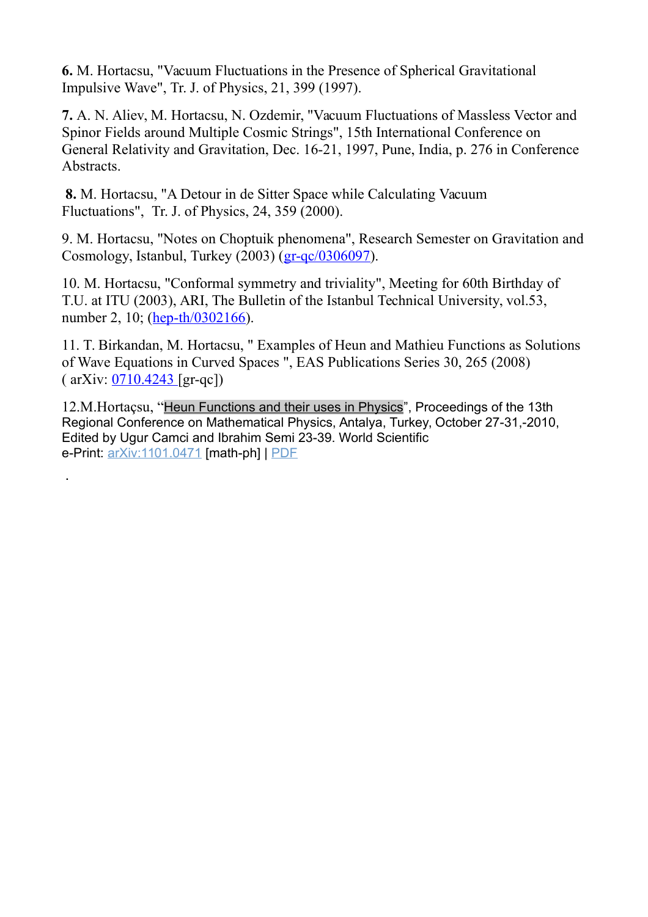**6.** M. Hortacsu, "Vacuum Fluctuations in the Presence of Spherical Gravitational Impulsive Wave", Tr. J. of Physics, 21, 399 (1997).

**7.** A. N. Aliev, M. Hortacsu, N. Ozdemir, "Vacuum Fluctuations of Massless Vector and Spinor Fields around Multiple Cosmic Strings", 15th International Conference on General Relativity and Gravitation, Dec. 16-21, 1997, Pune, India, p. 276 in Conference Abstracts.

**8.** M. Hortacsu, "A Detour in de Sitter Space while Calculating Vacuum Fluctuations", Tr. J. of Physics, 24, 359 (2000).

9. M. Hortacsu, "Notes on Choptuik phenomena", Research Semester on Gravitation and Cosmology, Istanbul, Turkey (2003) (gr-qc/0306097).

10. M. Hortacsu, "Conformal symmetry and triviality", Meeting for 60th Birthday of T.U. at ITU (2003), ARI, The Bulletin of the Istanbul Technical University, vol.53, number 2, 10; (hep-th/0302166).

11. T. Birkandan, M. Hortacsu, " Examples of Heun and Mathieu Functions as Solutions of Wave Equations in Curved Spaces ", EAS Publications Series 30, 265 (2008) ( arXiv: 0710.4243 [gr-qc])

12.M.Hortaçsu, "Heun Functions and their uses in Physics", Proceedings of the 13th Regional Conference on Mathematical Physics, Antalya, Turkey, October 27-31,-2010, Edited by Ugur Camci and Ibrahim Semi 23-39. World Scientific
e-Print: arXiv:1101.0471 [math-ph] | PDF

.